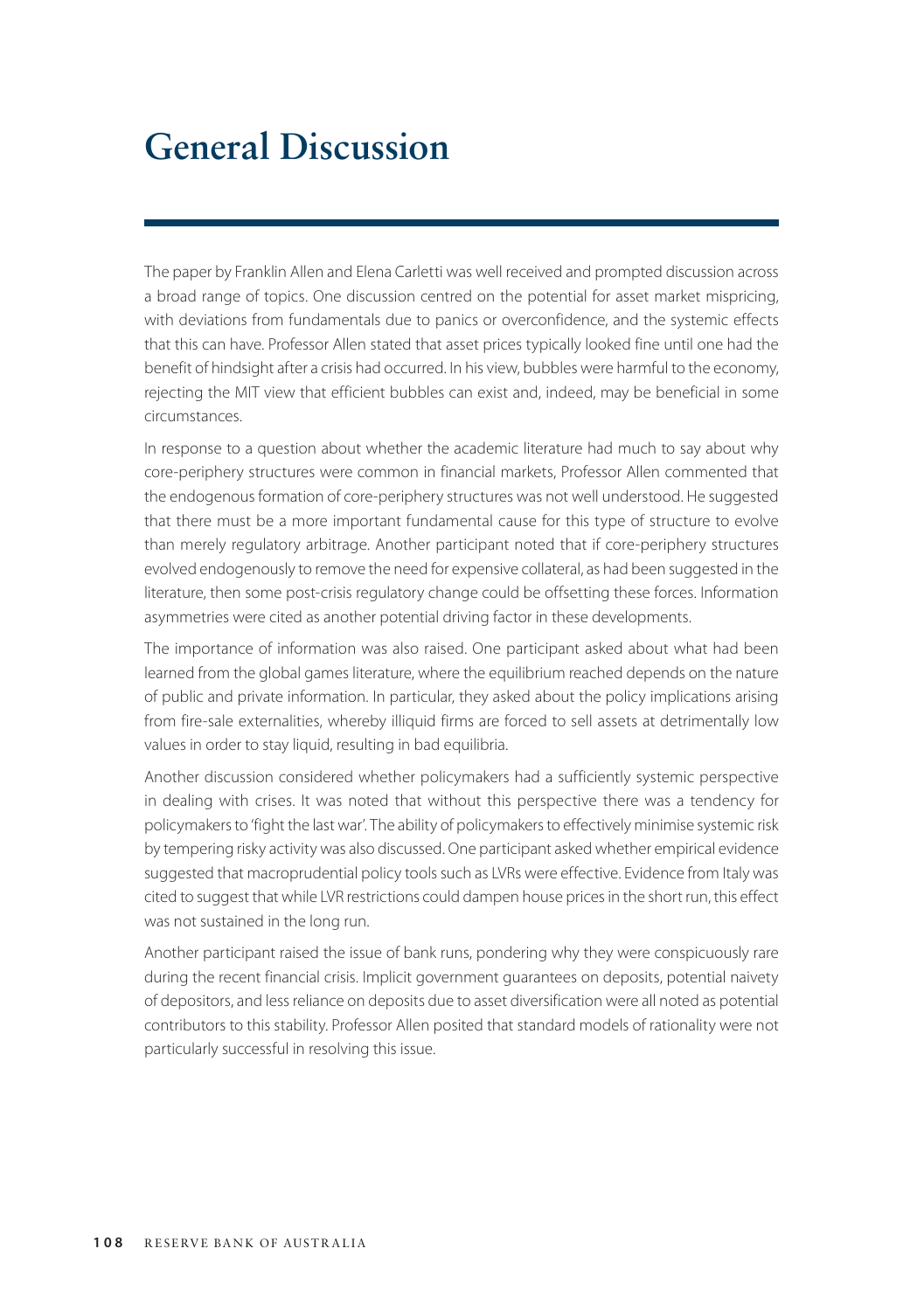# General Discussion

The paper by Franklin Allen and Elena Carletti was well received and prompted discussion across a broad range of topics. One discussion centred on the potential for asset market mispricing, with deviations from fundamentals due to panics or overconfidence, and the systemic effects that this can have. Professor Allen stated that asset prices typically looked fine until one had the benefit of hindsight after a crisis had occurred. In his view, bubbles were harmful to the economy, rejecting the MIT view that efficient bubbles can exist and, indeed, may be beneficial in some circumstances.

In response to a question about whether the academic literature had much to say about why core-periphery structures were common in financial markets, Professor Allen commented that the endogenous formation of core-periphery structures was not well understood. He suggested that there must be a more important fundamental cause for this type of structure to evolve than merely regulatory arbitrage. Another participant noted that if core-periphery structures evolved endogenously to remove the need for expensive collateral, as had been suggested in the literature, then some post-crisis regulatory change could be offsetting these forces. Information asymmetries were cited as another potential driving factor in these developments.

The importance of information was also raised. One participant asked about what had been learned from the global games literature, where the equilibrium reached depends on the nature of public and private information. In particular, they asked about the policy implications arising from fire-sale externalities, whereby illiquid firms are forced to sell assets at detrimentally low values in order to stay liquid, resulting in bad equilibria.

Another discussion considered whether policymakers had a sufficiently systemic perspective in dealing with crises. It was noted that without this perspective there was a tendency for policymakers to 'fight the last war'. The ability of policymakers to effectively minimise systemic risk by tempering risky activity was also discussed. One participant asked whether empirical evidence suggested that macroprudential policy tools such as LVRs were effective. Evidence from Italy was cited to suggest that while LVR restrictions could dampen house prices in the short run, this effect was not sustained in the long run.

Another participant raised the issue of bank runs, pondering why they were conspicuously rare during the recent financial crisis. Implicit government guarantees on deposits, potential naivety of depositors, and less reliance on deposits due to asset diversification were all noted as potential contributors to this stability. Professor Allen posited that standard models of rationality were not particularly successful in resolving this issue.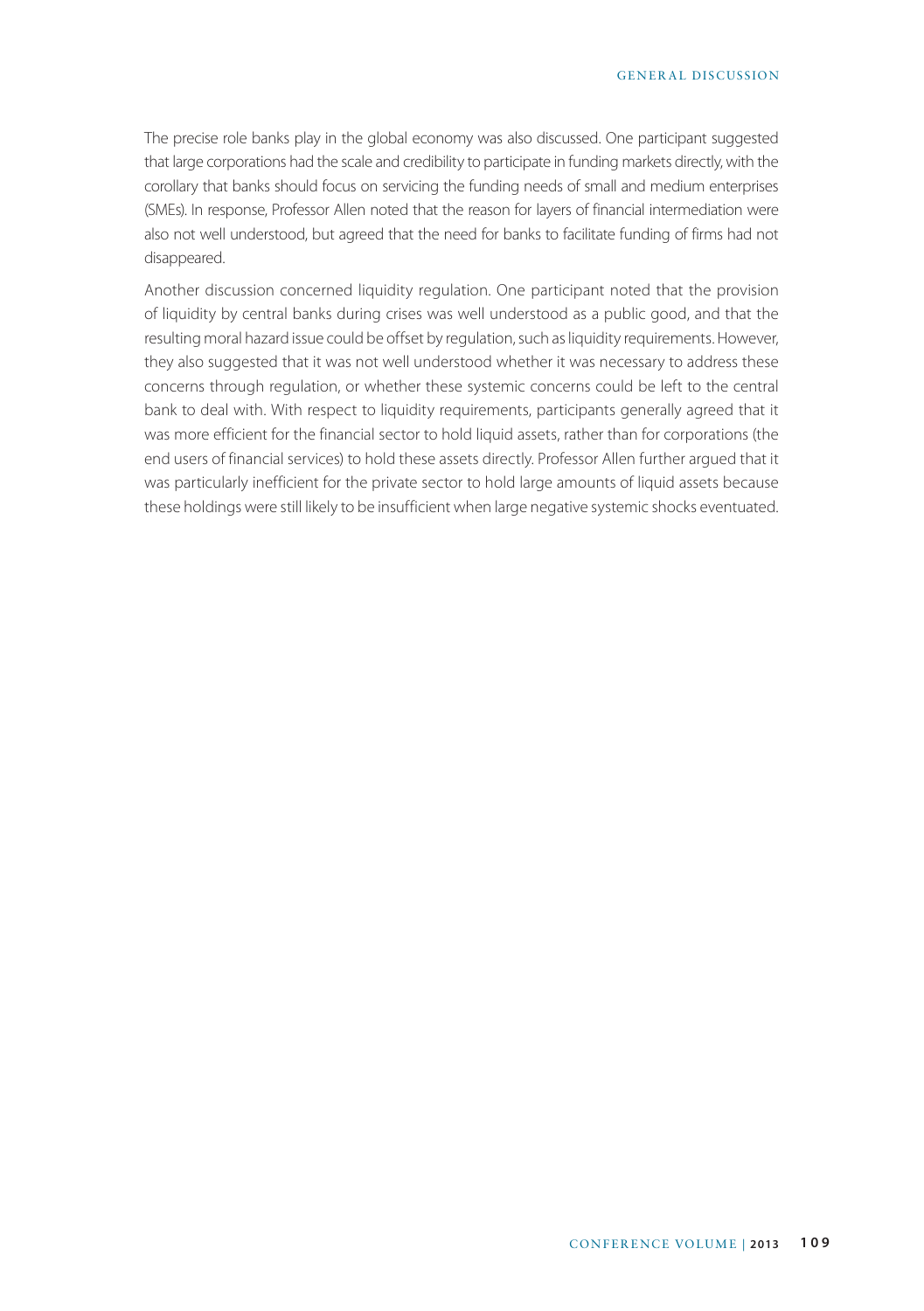The precise role banks play in the global economy was also discussed. One participant suggested that large corporations had the scale and credibility to participate in funding markets directly, with the corollary that banks should focus on servicing the funding needs of small and medium enterprises (SMEs). In response, Professor Allen noted that the reason for layers of financial intermediation were also not well understood, but agreed that the need for banks to facilitate funding of firms had not disappeared.

Another discussion concerned liquidity regulation. One participant noted that the provision of liquidity by central banks during crises was well understood as a public good, and that the resulting moral hazard issue could be offset by regulation, such as liquidity requirements. However, they also suggested that it was not well understood whether it was necessary to address these concerns through regulation, or whether these systemic concerns could be left to the central bank to deal with. With respect to liquidity requirements, participants generally agreed that it was more efficient for the financial sector to hold liquid assets, rather than for corporations (the end users of financial services) to hold these assets directly. Professor Allen further argued that it was particularly inefficient for the private sector to hold large amounts of liquid assets because these holdings were still likely to be insufficient when large negative systemic shocks eventuated.